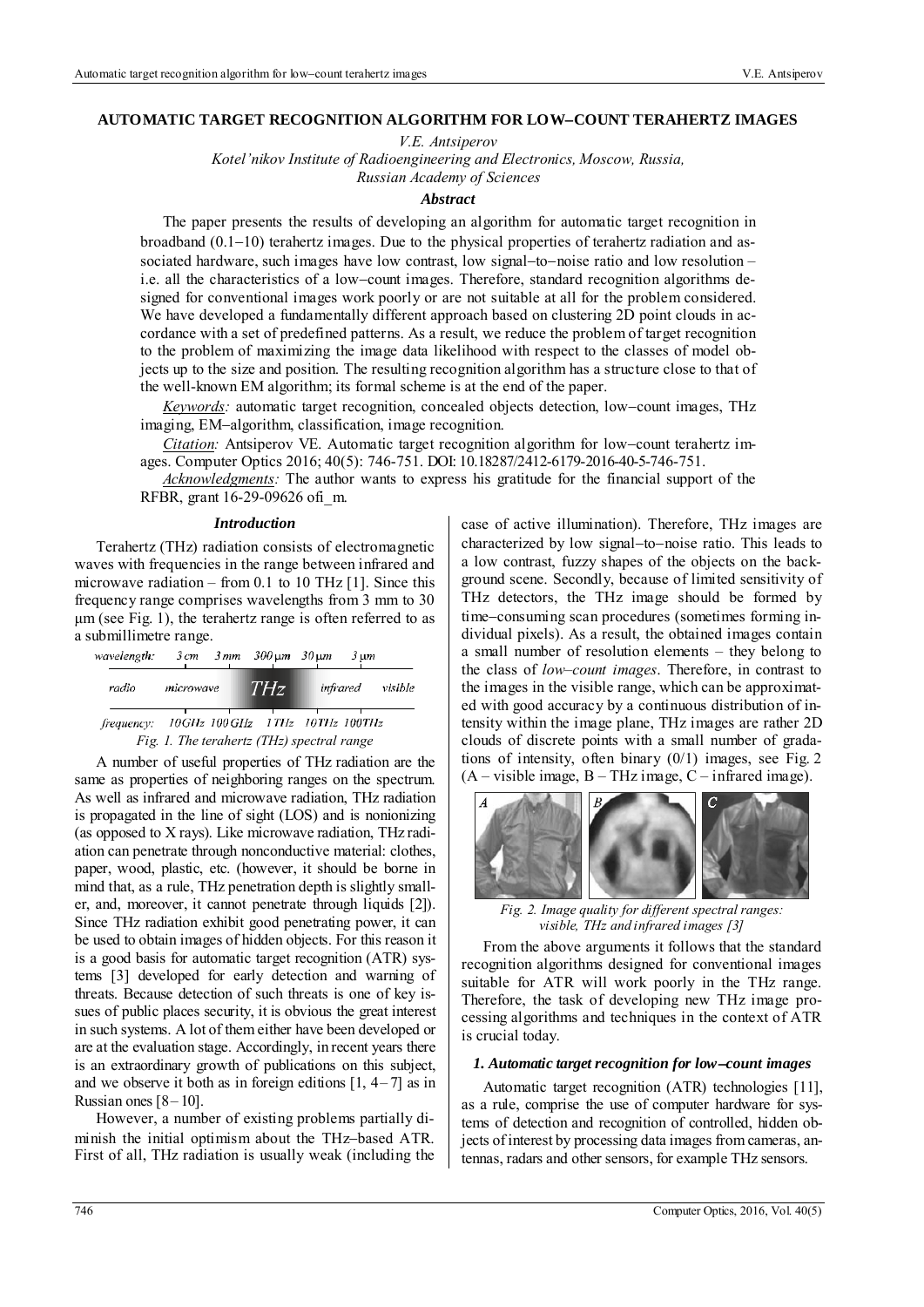# AUTOMATIC TARGET RECOGNITION ALGORITHM FOR LOW–COUNT TERAHERTZ IMAGES

*V.E. Antsiperov*

*Kotel'nikov Institute of Radioengineering and Electronics, Moscow, Russia,*
*Russian Academy of Sciences*

### *Abstract*

The paper presents the results of developing an algorithm for automatic target recognition in broadband (0.1–10) terahertz images. Due to the physical properties of terahertz radiation and associated hardware, such images have low contrast, low signal–to–noise ratio and low resolution – i.e. all the characteristics of a low–count images. Therefore, standard recognition algorithms designed for conventional images work poorly or are not suitable at all for the problem considered. We have developed a fundamentally different approach based on clustering 2D point clouds in accordance with a set of predefined patterns. As a result, we reduce the problem of target recognition to the problem of maximizing the image data likelihood with respect to the classes of model objects up to the size and position. The resulting recognition algorithm has a structure close to that of the well-known EM algorithm; its formal scheme is at the end of the paper.

*Keywords:* automatic target recognition, concealed objects detection, low–count images, THz imaging, EM–algorithm, classification, image recognition.

*Citation:* Antsiperov VE. Automatic target recognition algorithm for low–count terahertz images. Computer Optics 2016; 40(5): 746-751. DOI: 10.18287/2412-6179-2016-40-5-746-751.

*Acknowledgments:* The author wants to express his gratitude for the financial support of the RFBR, grant 16-29-09626 ofi_m.

### *Introduction*

Terahertz (THz) radiation consists of electromagnetic waves with frequencies in the range between infrared and microwave radiation – from 0.1 to 10 THz [1]. Since this frequency range comprises wavelengths from 3 mm to 30 µm (see Fig. 1), the terahertz range is often referred to as a submillimetre range.

*Fig. 1. The terahertz (THz) spectral range*

A number of useful properties of THz radiation are the same as properties of neighboring ranges on the spectrum. As well as infrared and microwave radiation, THz radiation is propagated in the line of sight (LOS) and is nonionizing (as opposed to X rays). Like microwave radiation, THz radiation can penetrate through nonconductive material: clothes, paper, wood, plastic, etc. (however, it should be borne in mind that, as a rule, THz penetration depth is slightly smaller, and, moreover, it cannot penetrate through liquids [2]). Since THz radiation exhibit good penetrating power, it can be used to obtain images of hidden objects. For this reason it is a good basis for automatic target recognition (ATR) systems [3] developed for early detection and warning of threats. Because detection of such threats is one of key issues of public places security, it is obvious the great interest in such systems. A lot of them either have been developed or are at the evaluation stage. Accordingly, in recent years there is an extraordinary growth of publications on this subject, and we observe it both as in foreign editions [1, 4–7] as in Russian ones [8–10].

However, a number of existing problems partially diminish the initial optimism about the THz–based ATR. First of all, THz radiation is usually weak (including the case of active illumination). Therefore, THz images are characterized by low signal–to–noise ratio. This leads to a low contrast, fuzzy shapes of the objects on the background scene. Secondly, because of limited sensitivity of THz detectors, the THz image should be formed by time–consuming scan procedures (sometimes forming individual pixels). As a result, the obtained images contain a small number of resolution elements – they belong to the class of *low–count images*. Therefore, in contrast to the images in the visible range, which can be approximated with good accuracy by a continuous distribution of intensity within the image plane, THz images are rather 2D clouds of discrete points with a small number of gradations of intensity, often binary (0/1) images, see Fig. 2 (A – visible image, B – THz image, C – infrared image).

*Fig. 2. Image quality for different spectral ranges: visible, THz and infrared images [3]*

From the above arguments it follows that the standard recognition algorithms designed for conventional images suitable for ATR will work poorly in the THz range. Therefore, the task of developing new THz image processing algorithms and techniques in the context of ATR is crucial today.

### *1. Automatic target recognition for low–count images*

Automatic target recognition (ATR) technologies [11], as a rule, comprise the use of computer hardware for systems of detection and recognition of controlled, hidden objects of interest by processing data images from cameras, antennas, radars and other sensors, for example THz sensors.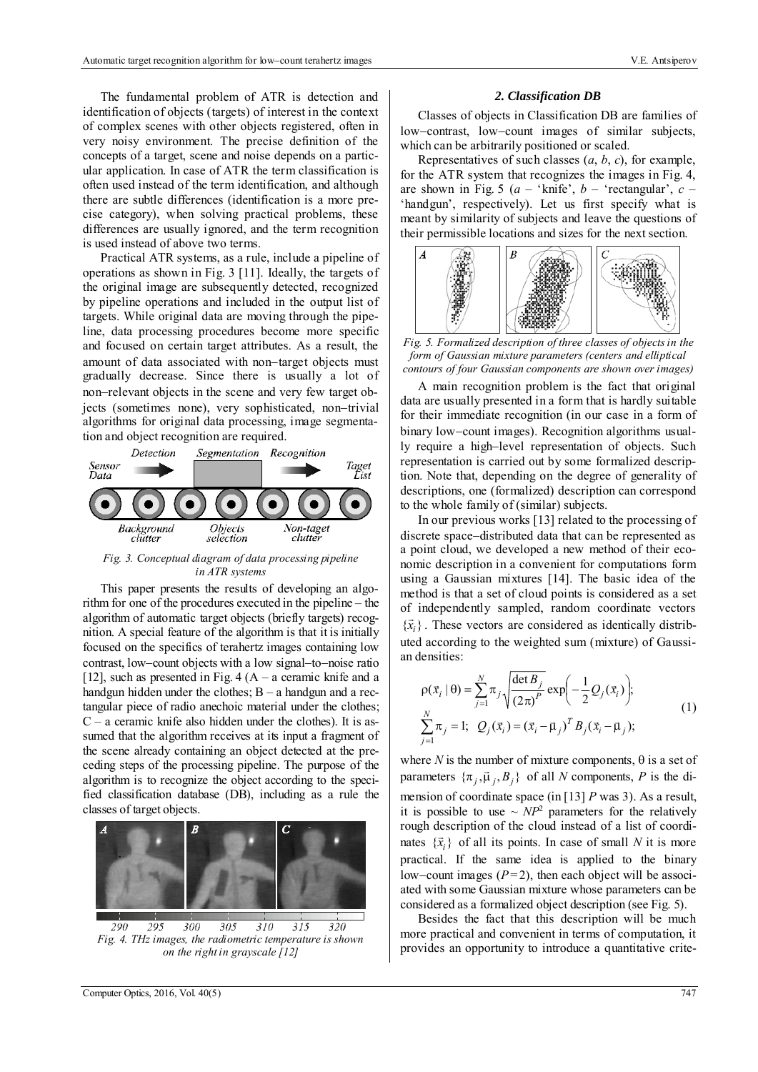The fundamental problem of ATR is detection and identification of objects (targets) of interest in the context of complex scenes with other objects registered, often in very noisy environment. The precise definition of the concepts of a target, scene and noise depends on a particular application. In case of ATR the term classification is often used instead of the term identification, and although there are subtle differences (identification is a more precise category), when solving practical problems, these differences are usually ignored, and the term recognition is used instead of above two terms.

Practical ATR systems, as a rule, include a pipeline of operations as shown in Fig. 3 [11]. Ideally, the targets of the original image are subsequently detected, recognized by pipeline operations and included in the output list of targets. While original data are moving through the pipeline, data processing procedures become more specific and focused on certain target attributes. As a result, the amount of data associated with non–target objects must gradually decrease. Since there is usually a lot of non–relevant objects in the scene and very few target objects (sometimes none), very sophisticated, non–trivial algorithms for original data processing, image segmentation and object recognition are required.

*Fig. 3. Conceptual diagram of data processing pipeline in ATR systems*

This paper presents the results of developing an algorithm for one of the procedures executed in the pipeline – the algorithm of automatic target objects (briefly targets) recognition. A special feature of the algorithm is that it is initially focused on the specifics of terahertz images containing low contrast, low–count objects with a low signal–to–noise ratio [12], such as presented in Fig. 4 (A – a ceramic knife and a handgun hidden under the clothes; B – a handgun and a rectangular piece of radio anechoic material under the clothes; C – a ceramic knife also hidden under the clothes). It is assumed that the algorithm receives at its input a fragment of the scene already containing an object detected at the preceding steps of the processing pipeline. The purpose of the algorithm is to recognize the object according to the specified classification database (DB), including as a rule the classes of target objects.

*Fig. 4. THz images, the radiometric temperature is shown on the right in grayscale [12]*

## *2. Classification DB*

Classes of objects in Classification DB are families of low–contrast, low–count images of similar subjects, which can be arbitrarily positioned or scaled.

Representatives of such classes (*a*, *b*, *c*), for example, for the ATR system that recognizes the images in Fig. 4, are shown in Fig. 5 (*a* – 'knife', *b* – 'rectangular', *c* – 'handgun', respectively). Let us first specify what is meant by similarity of subjects and leave the questions of their permissible locations and sizes for the next section.

*Fig. 5. Formalized description of three classes of objects in the form of Gaussian mixture parameters (centers and elliptical contours of four Gaussian components are shown over images)*

A main recognition problem is the fact that original data are usually presented in a form that is hardly suitable for their immediate recognition (in our case in a form of binary low–count images). Recognition algorithms usually require a high–level representation of objects. Such representation is carried out by some formalized description. Note that, depending on the degree of generality of descriptions, one (formalized) description can correspond to the whole family of (similar) subjects.

In our previous works [13] related to the processing of discrete space–distributed data that can be represented as a point cloud, we developed a new method of their economic description in a convenient for computations form using a Gaussian mixtures [14]. The basic idea of the method is that a set of cloud points is considered as a set of independently sampled, random coordinate vectors $\{\vec{x}_i\}$. These vectors are considered as identically distributed according to the weighted sum (mixture) of Gaussian densities:

$$\rho(\vec{x}_i \mid \theta) = \sum_{j=1}^{N} \pi_j \sqrt{\frac{\det B_j}{(2\pi)^P}} \exp\left(-\frac{1}{2} Q_j(\vec{x}_i)\right);$$
$$\sum_{j=1}^{N} \pi_j = 1;\; Q_j(\vec{x}_i) = (\vec{x}_i - \vec{\mu}_j)^T B_j (\vec{x}_i - \vec{\mu}_j); \tag{1}$$

where $N$ is the number of mixture components, $\theta$ is a set of parameters $\{\pi_j, \vec{\mu}_j, B_j\}$ of all $N$ components, $P$ is the dimension of coordinate space (in [13] $P$ was 3). As a result, it is possible to use $\sim NP^2$ parameters for the relatively rough description of the cloud instead of a list of coordinates $\{\vec{x}_i\}$ of all its points. In case of small $N$ it is more practical. If the same idea is applied to the binary low–count images ($P = 2$), then each object will be associated with some Gaussian mixture whose parameters can be considered as a formalized object description (see Fig. 5).

Besides the fact that this description will be much more practical and convenient in terms of computation, it provides an opportunity to introduce a quantitative crite-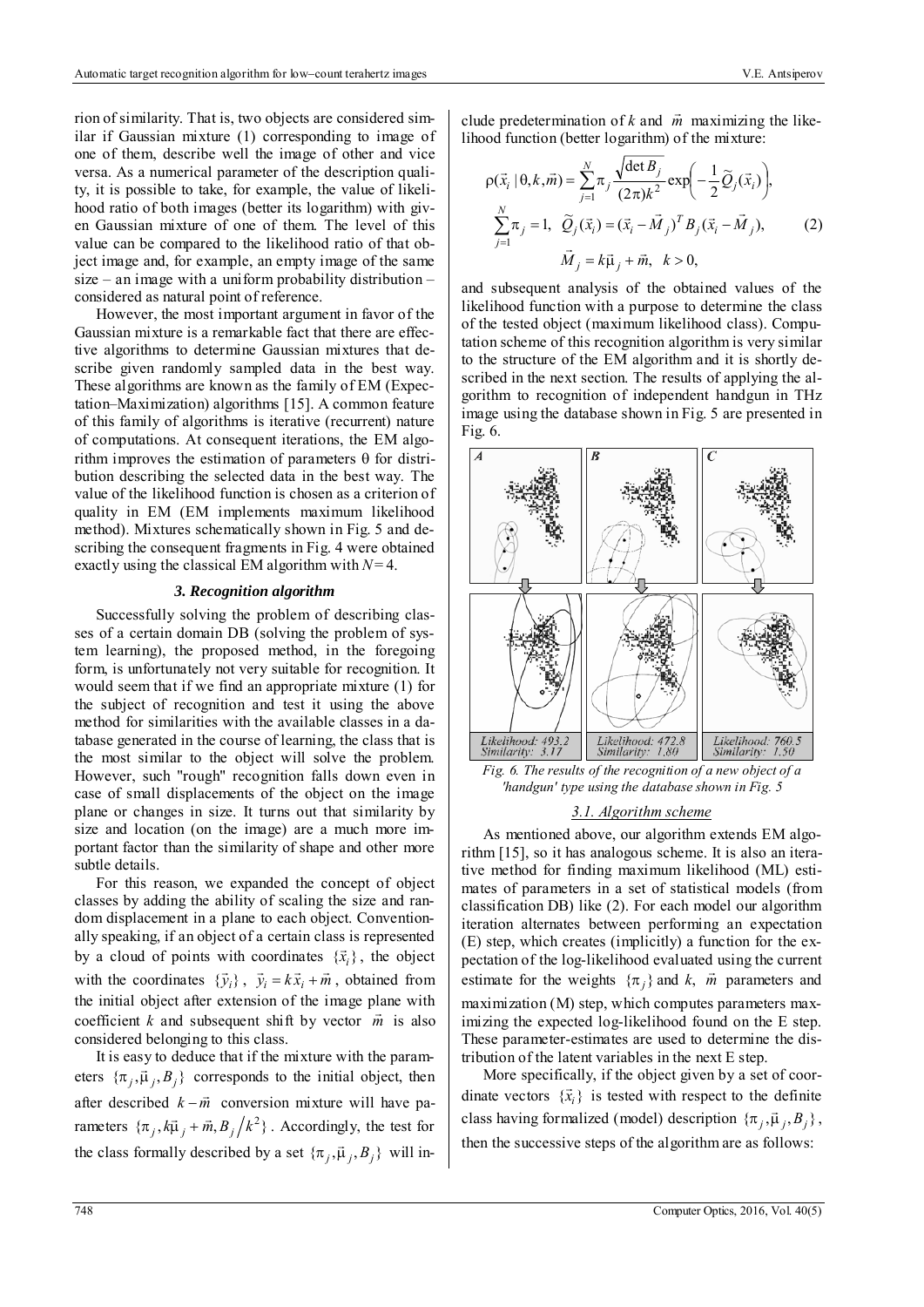rion of similarity. That is, two objects are considered similar if Gaussian mixture (1) corresponding to image of one of them, describe well the image of other and vice versa. As a numerical parameter of the description quality, it is possible to take, for example, the value of likelihood ratio of both images (better its logarithm) with given Gaussian mixture of one of them. The level of this value can be compared to the likelihood ratio of that object image and, for example, an empty image of the same size – an image with a uniform probability distribution – considered as natural point of reference.

However, the most important argument in favor of the Gaussian mixture is a remarkable fact that there are effective algorithms to determine Gaussian mixtures that describe given randomly sampled data in the best way. These algorithms are known as the family of EM (Expectation–Maximization) algorithms [15]. A common feature of this family of algorithms is iterative (recurrent) nature of computations. At consequent iterations, the EM algorithm improves the estimation of parameters θ for distribution describing the selected data in the best way. The value of the likelihood function is chosen as a criterion of quality in EM (EM implements maximum likelihood method). Mixtures schematically shown in Fig. 5 and describing the consequent fragments in Fig. 4 were obtained exactly using the classical EM algorithm with $N = 4$.

### 3. Recognition algorithm

Successfully solving the problem of describing classes of a certain domain DB (solving the problem of system learning), the proposed method, in the foregoing form, is unfortunately not very suitable for recognition. It would seem that if we find an appropriate mixture (1) for the subject of recognition and test it using the above method for similarities with the available classes in a database generated in the course of learning, the class that is the most similar to the object will solve the problem. However, such "rough" recognition falls down even in case of small displacements of the object on the image plane or changes in size. It turns out that similarity by size and location (on the image) are a much more important factor than the similarity of shape and other more subtle details.

For this reason, we expanded the concept of object classes by adding the ability of scaling the size and random displacement in a plane to each object. Conventionally speaking, if an object of a certain class is represented by a cloud of points with coordinates $\{\vec{x}_i\}$, the object with the coordinates $\{\vec{y}_i\}$, $\vec{y}_i = k\vec{x}_i + \vec{m}$, obtained from the initial object after extension of the image plane with coefficient $k$ and subsequent shift by vector $\vec{m}$ is also considered belonging to this class.

It is easy to deduce that if the mixture with the parameters $\{\pi_j, \vec{\mu}_j, B_j\}$ corresponds to the initial object, then after described $k - \vec{m}$ conversion mixture will have parameters $\{\pi_j, k\vec{\mu}_j + \vec{m}, B_j / k^2\}$. Accordingly, the test for the class formally described by a set $\{\pi_j, \vec{\mu}_j, B_j\}$ will include predetermination of $k$ and $\vec{m}$ maximizing the likelihood function (better logarithm) of the mixture:

$$\rho(\vec{x}_i \mid \theta, k, \vec{m}) = \sum_{j=1}^{N} \pi_j \frac{\sqrt{\det B_j}}{(2\pi)k^2} \exp\left(-\frac{1}{2}\tilde{Q}_j(\vec{x}_i)\right),$$
$$\sum_{j=1}^{N} \pi_j = 1, \quad \tilde{Q}_j(\vec{x}_i) = (\vec{x}_i - \vec{M}_j)^T B_j (\vec{x}_i - \vec{M}_j), \tag{2}$$
$$\vec{M}_j = k\vec{\mu}_j + \vec{m}, \quad k > 0,$$

and subsequent analysis of the obtained values of the likelihood function with a purpose to determine the class of the tested object (maximum likelihood class). Computation scheme of this recognition algorithm is very similar to the structure of the EM algorithm and it is shortly described in the next section. The results of applying the algorithm to recognition of independent handgun in THz image using the database shown in Fig. 5 are presented in Fig. 6.

*Fig. 6. The results of the recognition of a new object of a 'handgun' type using the database shown in Fig. 5*

#### 3.1. Algorithm scheme

As mentioned above, our algorithm extends EM algorithm [15], so it has analogous scheme. It is also an iterative method for finding maximum likelihood (ML) estimates of parameters in a set of statistical models (from classification DB) like (2). For each model our algorithm iteration alternates between performing an expectation (E) step, which creates (implicitly) a function for the expectation of the log-likelihood evaluated using the current estimate for the weights $\{\pi_j\}$ and $k$, $\vec{m}$ parameters and maximization (M) step, which computes parameters maximizing the expected log-likelihood found on the E step. These parameter-estimates are used to determine the distribution of the latent variables in the next E step.

More specifically, if the object given by a set of coordinate vectors $\{\vec{x}_i\}$ is tested with respect to the definite class having formalized (model) description $\{\pi_j, \vec{\mu}_j, B_j\}$, then the successive steps of the algorithm are as follows: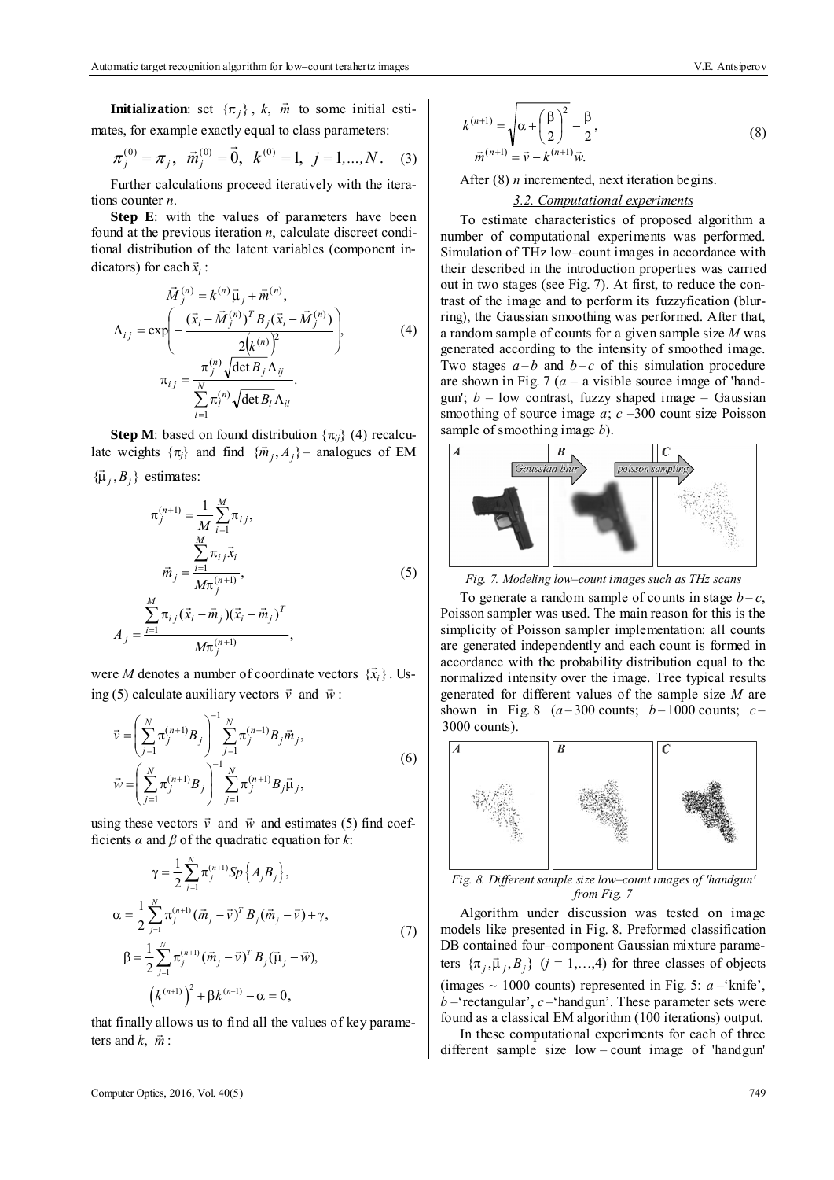**Initialization**: set $\{\pi_j\}$, $k$, $\vec{m}$ to some initial estimates, for example exactly equal to class parameters:

$$\pi_j^{(0)} = \pi_j,\ \ \vec{m}_j^{(0)} = \vec{0},\ \ k^{(0)} = 1,\ \ j = 1,...,N. \quad (3)$$

Further calculations proceed iteratively with the iterations counter $n$.

**Step E**: with the values of parameters have been found at the previous iteration $n$, calculate discreet conditional distribution of the latent variables (component indicators) for each $\vec{x}_i$:

$$\begin{gathered}
\vec{M}_j^{(n)} = k^{(n)}\vec{\mu}_j + \vec{m}^{(n)}, \\
\Lambda_{ij} = \exp\left( -\frac{(\vec{x}_i - \vec{M}_j^{(n)})^T B_j (\vec{x}_i - \vec{M}_j^{(n)})}{2\left(k^{(n)}\right)^2} \right), \\
\pi_{ij} = \frac{\pi_j^{(n)}\sqrt{\det B_j}\,\Lambda_{ij}}{\sum_{l=1}^{N}\pi_l^{(n)}\sqrt{\det B_l}\,\Lambda_{il}}.
\end{gathered} \quad (4)$$

**Step M**: based on found distribution $\{\pi_{ij}\}$ (4) recalculate weights $\{\pi_j\}$ and find $\{\vec{m}_j, A_j\}$ – analogues of EM $\{\vec{\mu}_j, B_j\}$ estimates:

$$\begin{gathered}
\pi_j^{(n+1)} = \frac{1}{M}\sum_{i=1}^{M}\pi_{ij}, \\
\vec{m}_j = \frac{\sum_{i=1}^{M}\pi_{ij}\vec{x}_i}{M\pi_j^{(n+1)}}, \\
A_j = \frac{\sum_{i=1}^{M}\pi_{ij}(\vec{x}_i - \vec{m}_j)(\vec{x}_i - \vec{m}_j)^T}{M\pi_j^{(n+1)}},
\end{gathered} \quad (5)$$

were $M$ denotes a number of coordinate vectors $\{\vec{x}_i\}$. Using (5) calculate auxiliary vectors $\vec{v}$ and $\vec{w}$:

$$\begin{gathered}
\vec{v} = \left(\sum_{j=1}^{N}\pi_j^{(n+1)}B_j\right)^{-1}\sum_{j=1}^{N}\pi_j^{(n+1)}B_j\vec{m}_j, \\
\vec{w} = \left(\sum_{j=1}^{N}\pi_j^{(n+1)}B_j\right)^{-1}\sum_{j=1}^{N}\pi_j^{(n+1)}B_j\vec{\mu}_j,
\end{gathered} \quad (6)$$

using these vectors $\vec{v}$ and $\vec{w}$ and estimates (5) find coefficients $\alpha$ and $\beta$ of the quadratic equation for $k$:

$$\begin{gathered}
\gamma = \frac{1}{2}\sum_{j=1}^{N}\pi_j^{(n+1)}Sp\left\{A_j B_j\right\}, \\
\alpha = \frac{1}{2}\sum_{j=1}^{N}\pi_j^{(n+1)}(\vec{m}_j - \vec{v})^T B_j(\vec{m}_j - \vec{v}) + \gamma, \\
\beta = \frac{1}{2}\sum_{j=1}^{N}\pi_j^{(n+1)}(\vec{m}_j - \vec{v})^T B_j(\vec{\mu}_j - \vec{w}), \\
\left(k^{(n+1)}\right)^2 + \beta k^{(n+1)} - \alpha = 0,
\end{gathered} \quad (7)$$

that finally allows us to find all the values of key parameters and $k$, $\vec{m}$:

$$\begin{gathered}
k^{(n+1)} = \sqrt{\alpha + \left(\frac{\beta}{2}\right)^2} - \frac{\beta}{2}, \\
\vec{m}^{(n+1)} = \vec{v} - k^{(n+1)}\vec{w}.
\end{gathered} \quad (8)$$

After (8) $n$ incremented, next iteration begins.

### 3.2. Computational experiments

To estimate characteristics of proposed algorithm a number of computational experiments was performed. Simulation of THz low–count images in accordance with their described in the introduction properties was carried out in two stages (see Fig. 7). At first, to reduce the contrast of the image and to perform its fuzzyfication (blurring), the Gaussian smoothing was performed. After that, a random sample of counts for a given sample size $M$ was generated according to the intensity of smoothed image. Two stages $a$–$b$ and $b$–$c$ of this simulation procedure are shown in Fig. 7 ($a$ – a visible source image of 'handgun'; $b$ – low contrast, fuzzy shaped image – Gaussian smoothing of source image $a$; $c$ –300 count size Poisson sample of smoothing image $b$).

*Fig. 7. Modeling low–count images such as THz scans*

To generate a random sample of counts in stage $b$–$c$, Poisson sampler was used. The main reason for this is the simplicity of Poisson sampler implementation: all counts are generated independently and each count is formed in accordance with the probability distribution equal to the normalized intensity over the image. Tree typical results generated for different values of the sample size $M$ are shown in Fig. 8 ($a$–300 counts; $b$–1000 counts; $c$–3000 counts).

*Fig. 8. Different sample size low–count images of 'handgun' from Fig. 7*

Algorithm under discussion was tested on image models like presented in Fig. 8. Preformed classification DB contained four–component Gaussian mixture parameters $\{\pi_j, \vec{\mu}_j, B_j\}$ ($j$ = 1,…,4) for three classes of objects (images ~ 1000 counts) represented in Fig. 5: $a$ –'knife', $b$ –'rectangular', $c$ –'handgun'. These parameter sets were found as a classical EM algorithm (100 iterations) output.

In these computational experiments for each of three different sample size low – count image of 'handgun'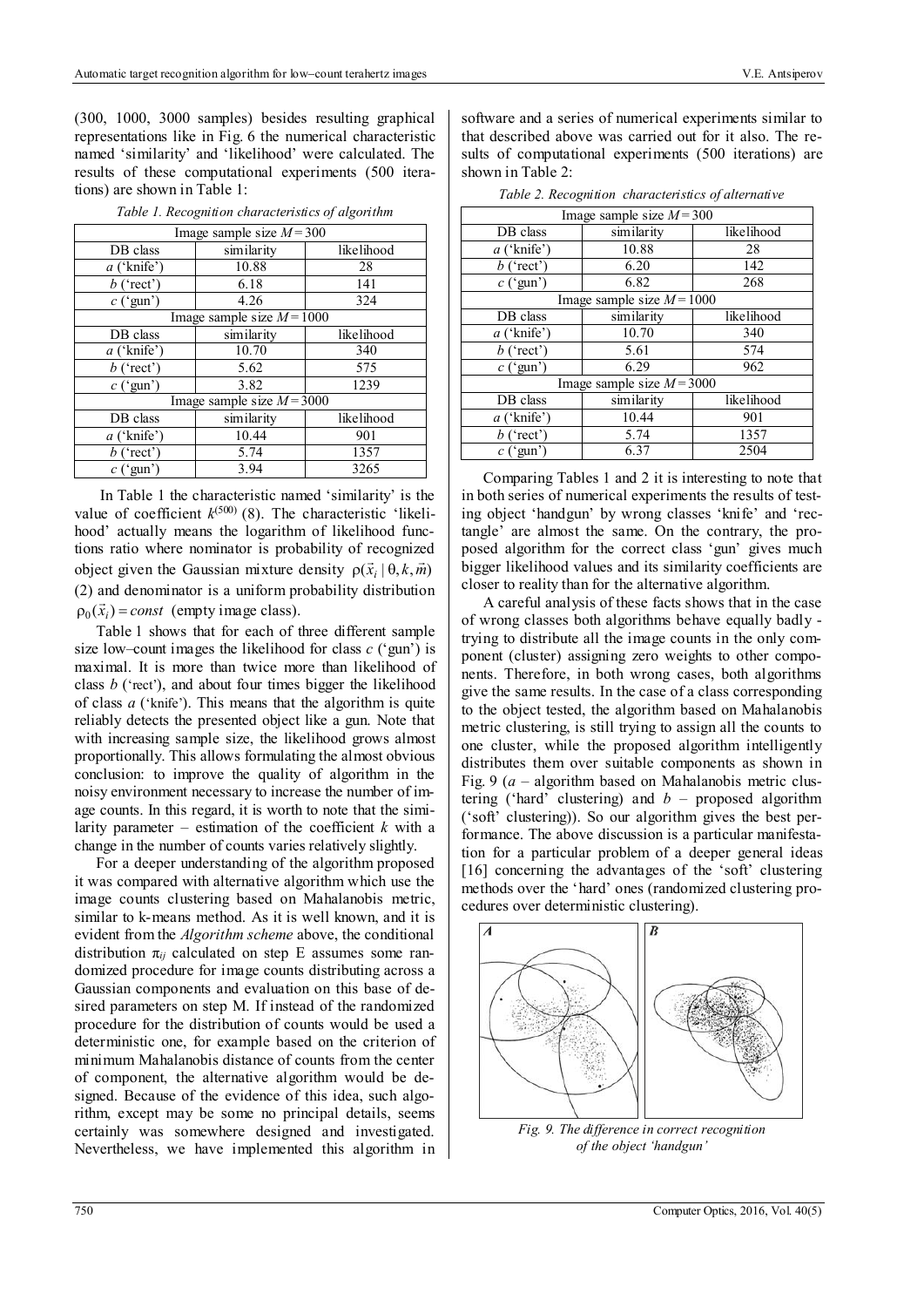(300, 1000, 3000 samples) besides resulting graphical representations like in Fig. 6 the numerical characteristic named 'similarity' and 'likelihood' were calculated. The results of these computational experiments (500 iterations) are shown in Table 1:

*Table 1. Recognition characteristics of algorithm*

| Image sample size $M = 300$ | | |
|---|---|---|
| DB class | similarity | likelihood |
| *a* ('knife') | 10.88 | 28 |
| *b* ('rect') | 6.18 | 141 |
| *c* ('gun') | 4.26 | 324 |
| Image sample size $M = 1000$ | | |
| DB class | similarity | likelihood |
| *a* ('knife') | 10.70 | 340 |
| *b* ('rect') | 5.62 | 575 |
| *c* ('gun') | 3.82 | 1239 |
| Image sample size $M = 3000$ | | |
| DB class | similarity | likelihood |
| *a* ('knife') | 10.44 | 901 |
| *b* ('rect') | 5.74 | 1357 |
| *c* ('gun') | 3.94 | 3265 |

In Table 1 the characteristic named 'similarity' is the value of coefficient $k^{(500)}$ (8). The characteristic 'likelihood' actually means the logarithm of likelihood functions ratio where nominator is probability of recognized object given the Gaussian mixture density $\rho(\vec{x}_i \mid \theta, k, \vec{m})$ (2) and denominator is a uniform probability distribution $\rho_0(\vec{x}_i) = const$ (empty image class).

Table 1 shows that for each of three different sample size low–count images the likelihood for class *c* ('gun') is maximal. It is more than twice more than likelihood of class *b* ('rect'), and about four times bigger the likelihood of class *a* ('knife'). This means that the algorithm is quite reliably detects the presented object like a gun. Note that with increasing sample size, the likelihood grows almost proportionally. This allows formulating the almost obvious conclusion: to improve the quality of algorithm in the noisy environment necessary to increase the number of image counts. In this regard, it is worth to note that the similarity parameter – estimation of the coefficient *k* with a change in the number of counts varies relatively slightly.

For a deeper understanding of the algorithm proposed it was compared with alternative algorithm which use the image counts clustering based on Mahalanobis metric, similar to k-means method. As it is well known, and it is evident from the *Algorithm scheme* above, the conditional distribution $\pi_{ij}$ calculated on step E assumes some randomized procedure for image counts distributing across a Gaussian components and evaluation on this base of desired parameters on step M. If instead of the randomized procedure for the distribution of counts would be used a deterministic one, for example based on the criterion of minimum Mahalanobis distance of counts from the center of component, the alternative algorithm would be designed. Because of the evidence of this idea, such algorithm, except may be some no principal details, seems certainly was somewhere designed and investigated. Nevertheless, we have implemented this algorithm in software and a series of numerical experiments similar to that described above was carried out for it also. The results of computational experiments (500 iterations) are shown in Table 2:

*Table 2. Recognition characteristics of alternative*

| Image sample size $M = 300$ | | |
|---|---|---|
| DB class | similarity | likelihood |
| *a* ('knife') | 10.88 | 28 |
| *b* ('rect') | 6.20 | 142 |
| *c* ('gun') | 6.82 | 268 |
| Image sample size $M = 1000$ | | |
| DB class | similarity | likelihood |
| *a* ('knife') | 10.70 | 340 |
| *b* ('rect') | 5.61 | 574 |
| *c* ('gun') | 6.29 | 962 |
| Image sample size $M = 3000$ | | |
| DB class | similarity | likelihood |
| *a* ('knife') | 10.44 | 901 |
| *b* ('rect') | 5.74 | 1357 |
| *c* ('gun') | 6.37 | 2504 |

Comparing Tables 1 and 2 it is interesting to note that in both series of numerical experiments the results of testing object 'handgun' by wrong classes 'knife' and 'rectangle' are almost the same. On the contrary, the proposed algorithm for the correct class 'gun' gives much bigger likelihood values and its similarity coefficients are closer to reality than for the alternative algorithm.

A careful analysis of these facts shows that in the case of wrong classes both algorithms behave equally badly - trying to distribute all the image counts in the only component (cluster) assigning zero weights to other components. Therefore, in both wrong cases, both algorithms give the same results. In the case of a class corresponding to the object tested, the algorithm based on Mahalanobis metric clustering, is still trying to assign all the counts to one cluster, while the proposed algorithm intelligently distributes them over suitable components as shown in Fig. 9 (*a* – algorithm based on Mahalanobis metric clustering ('hard' clustering) and *b* – proposed algorithm ('soft' clustering)). So our algorithm gives the best performance. The above discussion is a particular manifestation for a particular problem of a deeper general ideas [16] concerning the advantages of the 'soft' clustering methods over the 'hard' ones (randomized clustering procedures over deterministic clustering).

*Fig. 9. The difference in correct recognition of the object 'handgun'*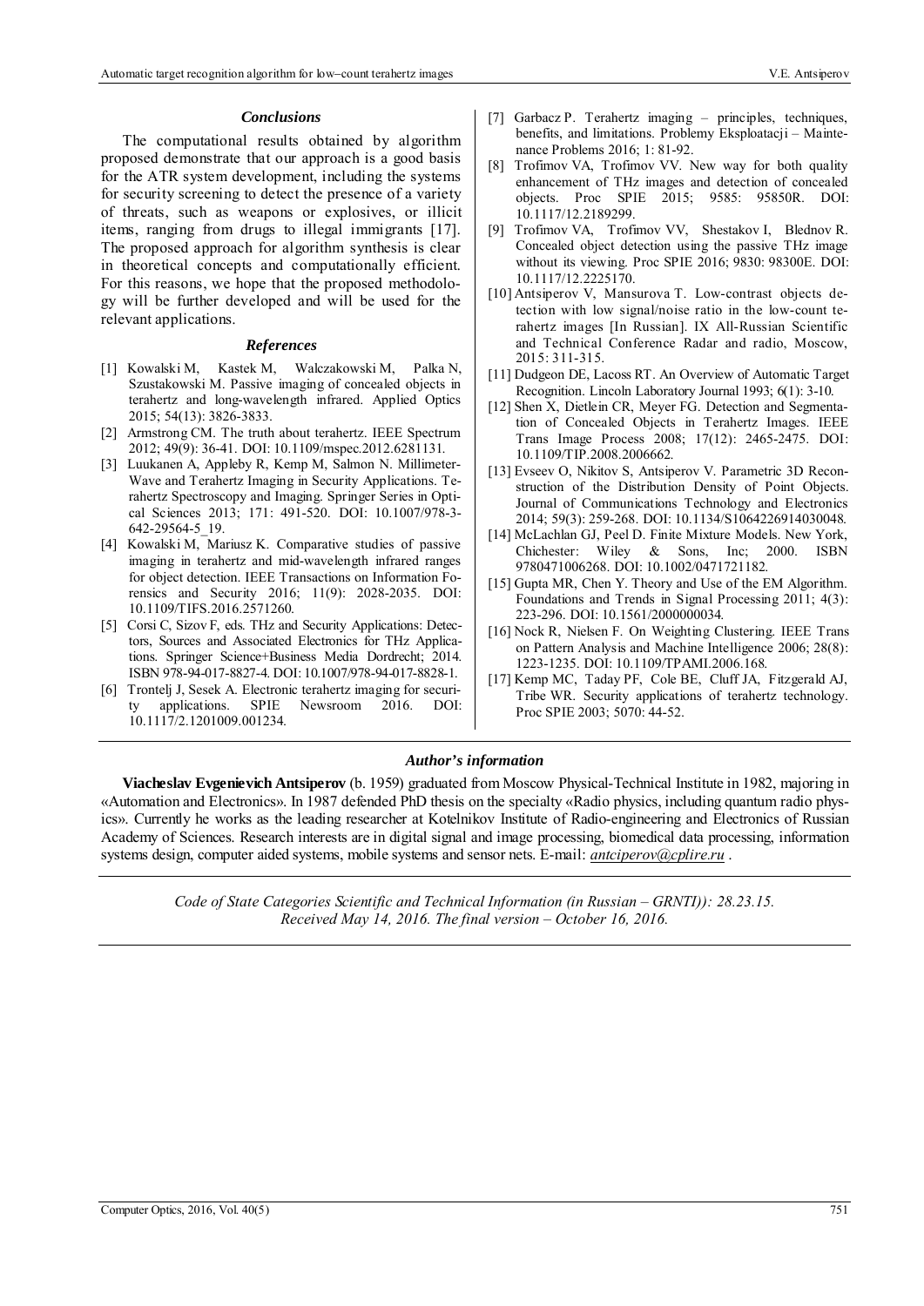### Conclusions

The computational results obtained by algorithm proposed demonstrate that our approach is a good basis for the ATR system development, including the systems for security screening to detect the presence of a variety of threats, such as weapons or explosives, or illicit items, ranging from drugs to illegal immigrants [17]. The proposed approach for algorithm synthesis is clear in theoretical concepts and computationally efficient. For this reasons, we hope that the proposed methodology will be further developed and will be used for the relevant applications.

### References

[1] Kowalski M, Kastek M, Walczakowski M, Palka N, Szustakowski M. Passive imaging of concealed objects in terahertz and long-wavelength infrared. Applied Optics 2015; 54(13): 3826-3833.

[2] Armstrong CM. The truth about terahertz. IEEE Spectrum 2012; 49(9): 36-41. DOI: 10.1109/mspec.2012.6281131.

[3] Luukanen A, Appleby R, Kemp M, Salmon N. Millimeter-Wave and Terahertz Imaging in Security Applications. Terahertz Spectroscopy and Imaging. Springer Series in Optical Sciences 2013; 171: 491-520. DOI: 10.1007/978-3-642-29564-5_19.

[4] Kowalski M, Mariusz K. Comparative studies of passive imaging in terahertz and mid-wavelength infrared ranges for object detection. IEEE Transactions on Information Forensics and Security 2016; 11(9): 2028-2035. DOI: 10.1109/TIFS.2016.2571260.

[5] Corsi C, Sizov F, eds. THz and Security Applications: Detectors, Sources and Associated Electronics for THz Applications. Springer Science+Business Media Dordrecht; 2014. ISBN 978-94-017-8827-4. DOI: 10.1007/978-94-017-8828-1.

[6] Trontelj J, Sesek A. Electronic terahertz imaging for security applications. SPIE Newsroom 2016. DOI: 10.1117/2.1201009.001234.

[7] Garbacz P. Terahertz imaging – principles, techniques, benefits, and limitations. Problemy Eksploatacji – Maintenance Problems 2016; 1: 81-92.

[8] Trofimov VA, Trofimov VV. New way for both quality enhancement of THz images and detection of concealed objects. Proc SPIE 2015; 9585: 95850R. DOI: 10.1117/12.2189299.

[9] Trofimov VA, Trofimov VV, Shestakov I, Blednov R. Concealed object detection using the passive THz image without its viewing. Proc SPIE 2016; 9830: 98300E. DOI: 10.1117/12.2225170.

[10] Antsiperov V, Mansurova T. Low-contrast objects detection with low signal/noise ratio in the low-count terahertz images [In Russian]. IX All-Russian Scientific and Technical Conference Radar and radio, Moscow, 2015: 311-315.

[11] Dudgeon DE, Lacoss RT. An Overview of Automatic Target Recognition. Lincoln Laboratory Journal 1993; 6(1): 3-10.

[12] Shen X, Dietlein CR, Meyer FG. Detection and Segmentation of Concealed Objects in Terahertz Images. IEEE Trans Image Process 2008; 17(12): 2465-2475. DOI: 10.1109/TIP.2008.2006662.

[13] Evseev O, Nikitov S, Antsiperov V. Parametric 3D Reconstruction of the Distribution Density of Point Objects. Journal of Communications Technology and Electronics 2014; 59(3): 259-268. DOI: 10.1134/S1064226914030048.

[14] McLachlan GJ, Peel D. Finite Mixture Models. New York, Chichester: Wiley & Sons, Inc; 2000. ISBN 9780471006268. DOI: 10.1002/0471721182.

[15] Gupta MR, Chen Y. Theory and Use of the EM Algorithm. Foundations and Trends in Signal Processing 2011; 4(3): 223-296. DOI: 10.1561/2000000034.

[16] Nock R, Nielsen F. On Weighting Clustering. IEEE Trans on Pattern Analysis and Machine Intelligence 2006; 28(8): 1223-1235. DOI: 10.1109/TPAMI.2006.168.

[17] Kemp MC, Taday PF, Cole BE, Cluff JA, Fitzgerald AJ, Tribe WR. Security applications of terahertz technology. Proc SPIE 2003; 5070: 44-52.

### Author's information

**Viacheslav Evgenievich Antsiperov** (b. 1959) graduated from Moscow Physical-Technical Institute in 1982, majoring in «Automation and Electronics». In 1987 defended PhD thesis on the specialty «Radio physics, including quantum radio physics». Currently he works as the leading researcher at Kotelnikov Institute of Radio-engineering and Electronics of Russian Academy of Sciences. Research interests are in digital signal and image processing, biomedical data processing, information systems design, computer aided systems, mobile systems and sensor nets. E-mail: *antciperov@cplire.ru* .

*Code of State Categories Scientific and Technical Information (in Russian – GRNTI)): 28.23.15.*
*Received May 14, 2016. The final version – October 16, 2016.*